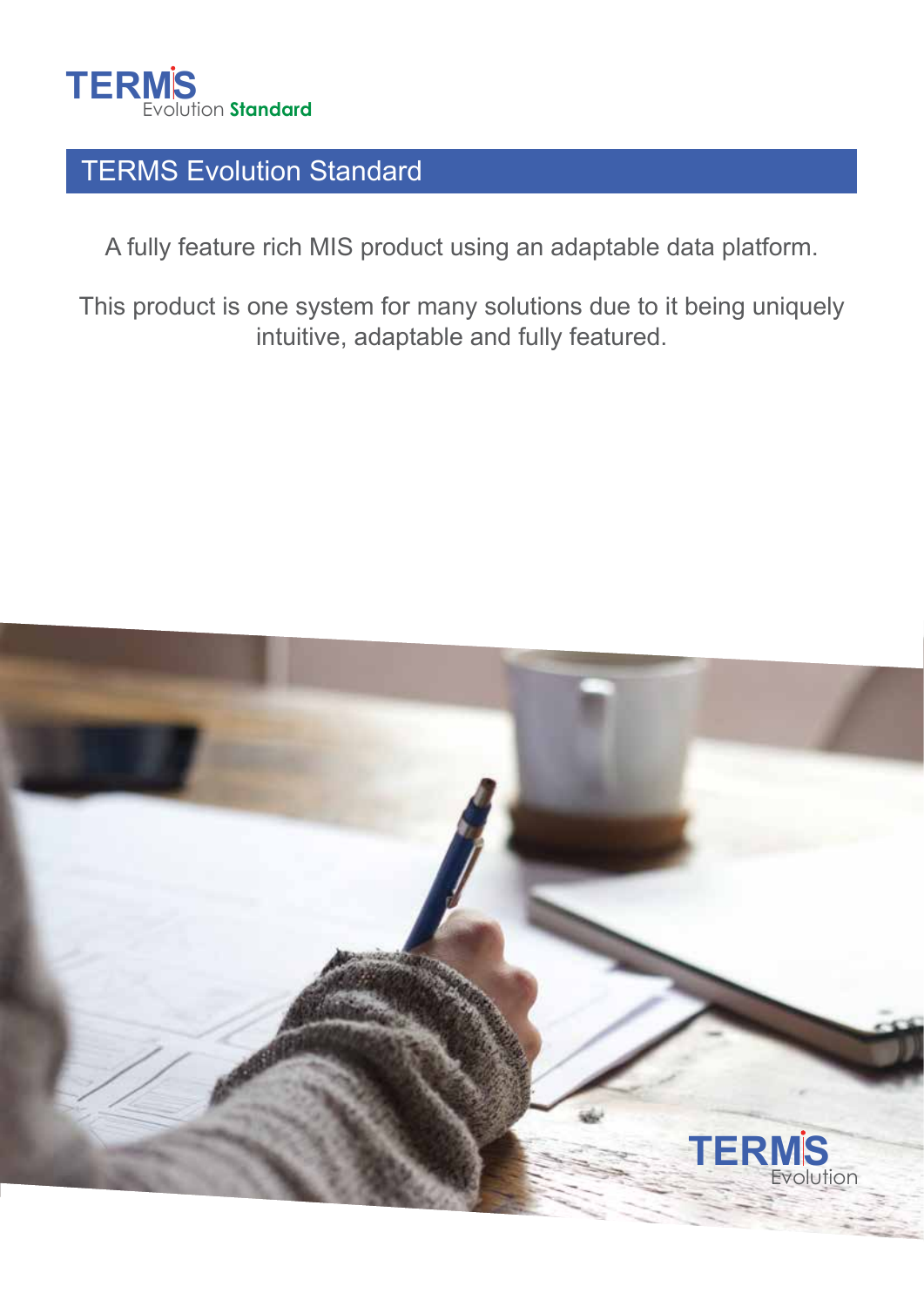TERMS Evolution Standard

# TERMS Evolution Standard

A fully feature rich MIS product using an adaptable data platform.

This product is one system for many solutions due to it being uniquely intuitive, adaptable and fully featured.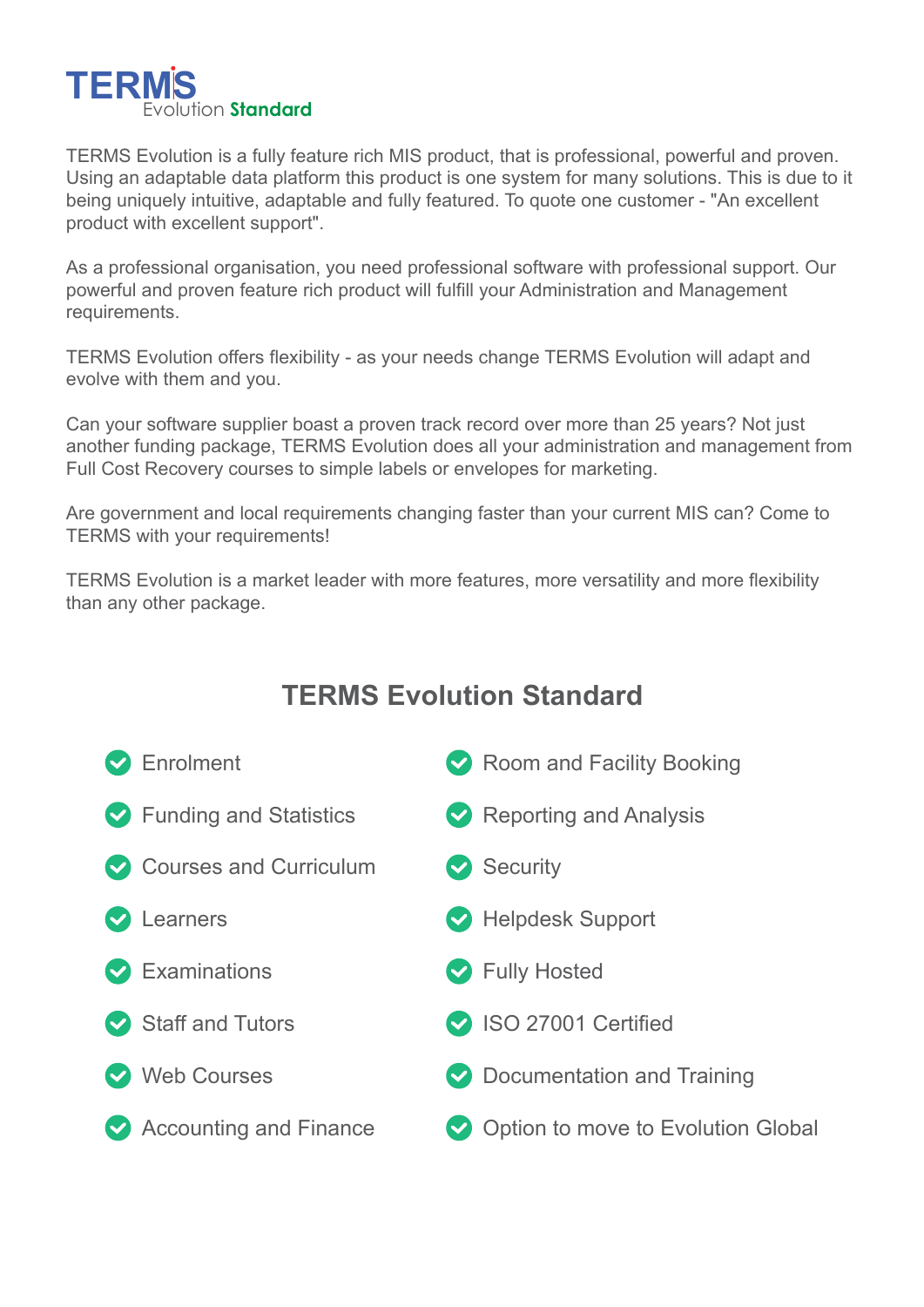# TERMS Evolution Standard

TERMS Evolution is a fully feature rich MIS product, that is professional, powerful and proven. Using an adaptable data platform this product is one system for many solutions. This is due to it being uniquely intuitive, adaptable and fully featured. To quote one customer - "An excellent product with excellent support".

As a professional organisation, you need professional software with professional support. Our powerful and proven feature rich product will fulfill your Administration and Management requirements.

TERMS Evolution offers flexibility - as your needs change TERMS Evolution will adapt and evolve with them and you.

Can your software supplier boast a proven track record over more than 25 years? Not just another funding package, TERMS Evolution does all your administration and management from Full Cost Recovery courses to simple labels or envelopes for marketing.

Are government and local requirements changing faster than your current MIS can? Come to TERMS with your requirements!

TERMS Evolution is a market leader with more features, more versatility and more flexibility than any other package.

## TERMS Evolution Standard

- Enrolment
- Funding and Statistics
- Courses and Curriculum
- Learners
- Examinations
- Staff and Tutors
- Web Courses
- Accounting and Finance
- Room and Facility Booking
- Reporting and Analysis
- Security
- Helpdesk Support
- Fully Hosted
- ISO 27001 Certified
- Documentation and Training
- Option to move to Evolution Global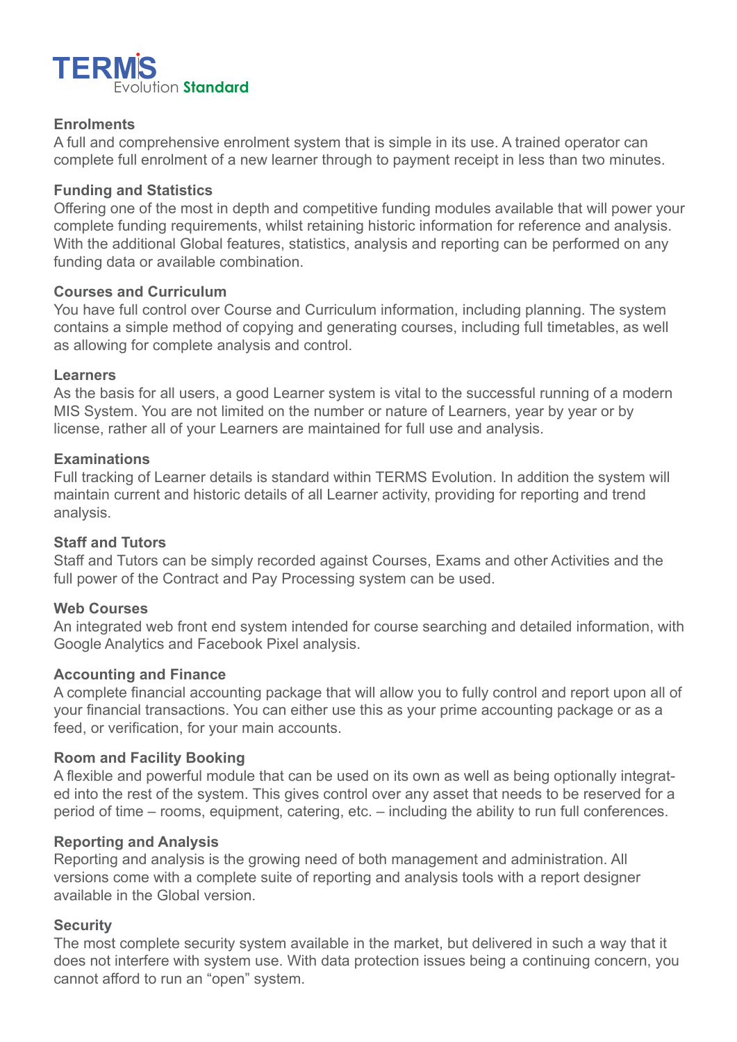# TERMS Evolution Standard

### Enrolments

A full and comprehensive enrolment system that is simple in its use. A trained operator can complete full enrolment of a new learner through to payment receipt in less than two minutes.

### Funding and Statistics

Offering one of the most in depth and competitive funding modules available that will power your complete funding requirements, whilst retaining historic information for reference and analysis. With the additional Global features, statistics, analysis and reporting can be performed on any funding data or available combination.

### Courses and Curriculum

You have full control over Course and Curriculum information, including planning. The system contains a simple method of copying and generating courses, including full timetables, as well as allowing for complete analysis and control.

### Learners

As the basis for all users, a good Learner system is vital to the successful running of a modern MIS System. You are not limited on the number or nature of Learners, year by year or by license, rather all of your Learners are maintained for full use and analysis.

### Examinations

Full tracking of Learner details is standard within TERMS Evolution. In addition the system will maintain current and historic details of all Learner activity, providing for reporting and trend analysis.

### Staff and Tutors

Staff and Tutors can be simply recorded against Courses, Exams and other Activities and the full power of the Contract and Pay Processing system can be used.

### Web Courses

An integrated web front end system intended for course searching and detailed information, with Google Analytics and Facebook Pixel analysis.

### Accounting and Finance

A complete financial accounting package that will allow you to fully control and report upon all of your financial transactions. You can either use this as your prime accounting package or as a feed, or verification, for your main accounts.

### Room and Facility Booking

A flexible and powerful module that can be used on its own as well as being optionally integrated into the rest of the system. This gives control over any asset that needs to be reserved for a period of time – rooms, equipment, catering, etc. – including the ability to run full conferences.

### Reporting and Analysis

Reporting and analysis is the growing need of both management and administration. All versions come with a complete suite of reporting and analysis tools with a report designer available in the Global version.

### Security

The most complete security system available in the market, but delivered in such a way that it does not interfere with system use. With data protection issues being a continuing concern, you cannot afford to run an "open" system.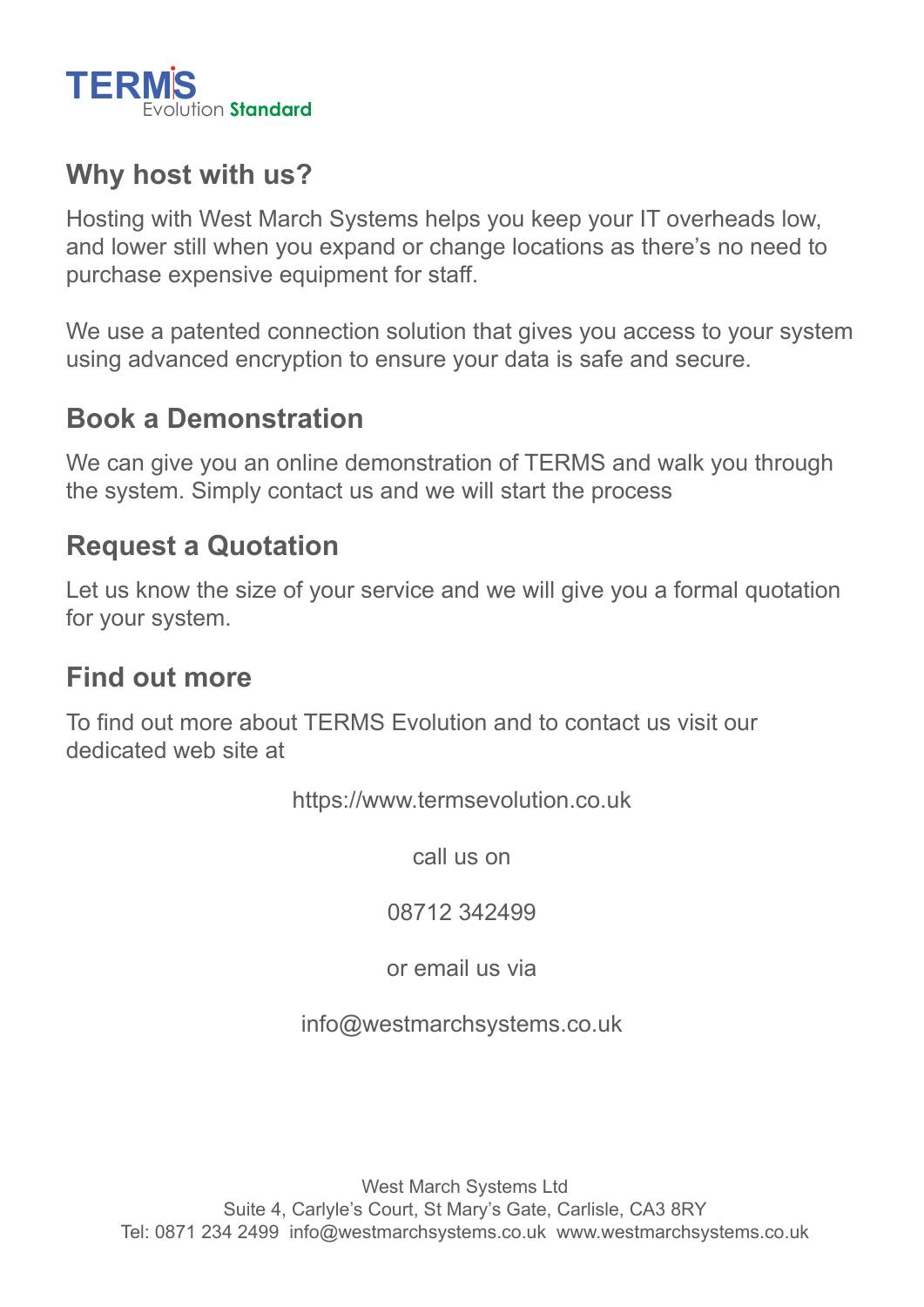TERMS
Evolution **Standard**

## Why host with us?

Hosting with West March Systems helps you keep your IT overheads low, and lower still when you expand or change locations as there's no need to purchase expensive equipment for staff.

We use a patented connection solution that gives you access to your system using advanced encryption to ensure your data is safe and secure.

## Book a Demonstration

We can give you an online demonstration of TERMS and walk you through the system. Simply contact us and we will start the process

## Request a Quotation

Let us know the size of your service and we will give you a formal quotation for your system.

## Find out more

To find out more about TERMS Evolution and to contact us visit our dedicated web site at

https://www.termsevolution.co.uk

call us on

08712 342499

or email us via

info@westmarchsystems.co.uk

West March Systems Ltd
Suite 4, Carlyle's Court, St Mary's Gate, Carlisle, CA3 8RY
Tel: 0871 234 2499 info@westmarchsystems.co.uk www.westmarchsystems.co.uk